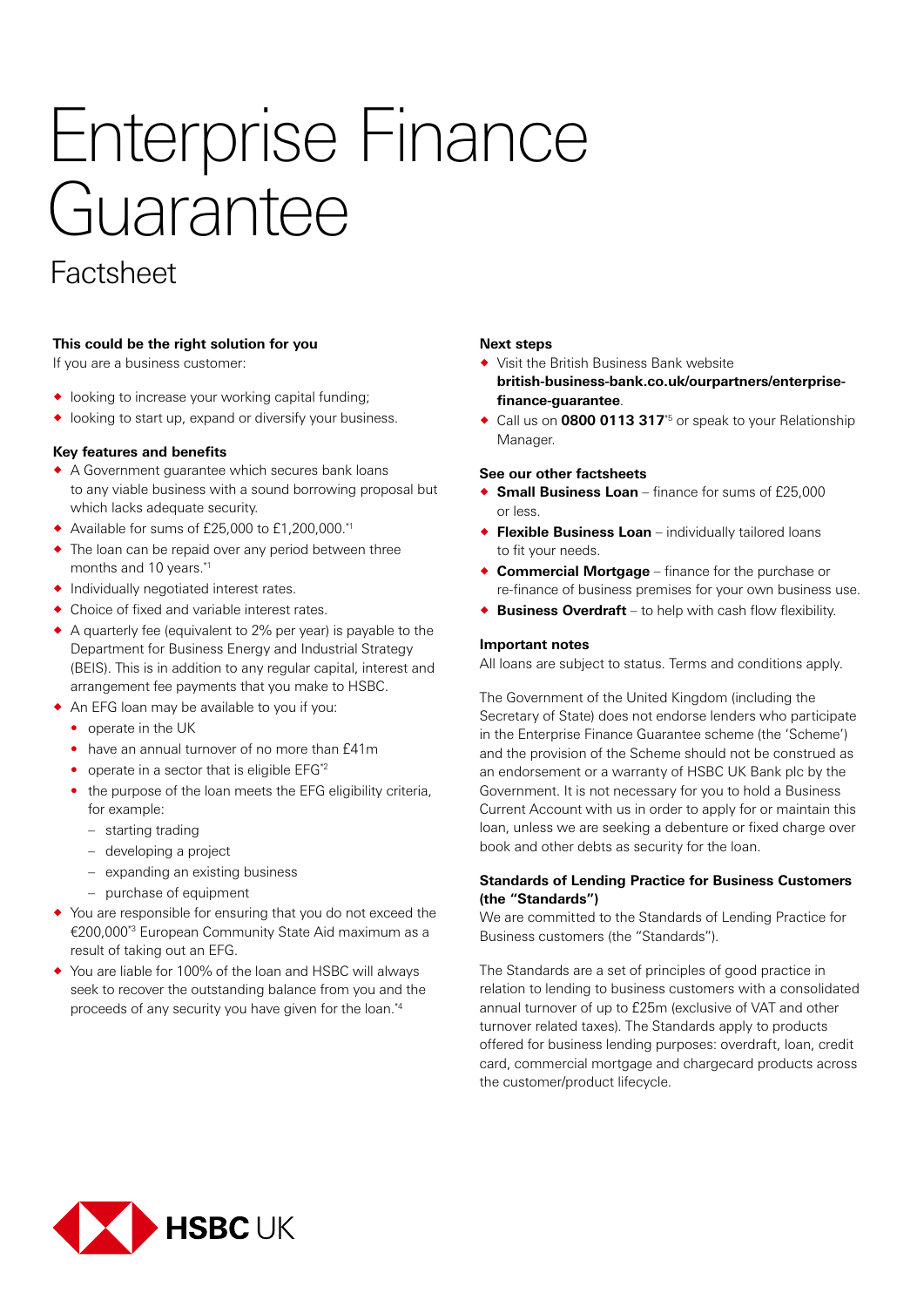# Enterprise Finance Guarantee

## Factsheet

**This could be the right solution for you**

If you are a business customer:

- looking to increase your working capital funding;
- looking to start up, expand or diversify your business.

**Key features and benefits**

- A Government guarantee which secures bank loans to any viable business with a sound borrowing proposal but which lacks adequate security.
- Available for sums of £25,000 to £1,200,000.*[1]
- The loan can be repaid over any period between three months and 10 years.*[1]
- Individually negotiated interest rates.
- Choice of fixed and variable interest rates.
- A quarterly fee (equivalent to 2% per year) is payable to the Department for Business Energy and Industrial Strategy (BEIS). This is in addition to any regular capital, interest and arrangement fee payments that you make to HSBC.
- An EFG loan may be available to you if you:
  - operate in the UK
  - have an annual turnover of no more than £41m
  - operate in a sector that is eligible EFG*[2]
  - the purpose of the loan meets the EFG eligibility criteria, for example:
    - starting trading
    - developing a project
    - expanding an existing business
    - purchase of equipment
- You are responsible for ensuring that you do not exceed the €200,000*[3] European Community State Aid maximum as a result of taking out an EFG.
- You are liable for 100% of the loan and HSBC will always seek to recover the outstanding balance from you and the proceeds of any security you have given for the loan.*[4]

**Next steps**

- Visit the British Business Bank website **british-business-bank.co.uk/ourpartners/enterprise-finance-guarantee**.
- Call us on **0800 0113 317***[5] or speak to your Relationship Manager.

**See our other factsheets**

- **Small Business Loan** – finance for sums of £25,000 or less.
- **Flexible Business Loan** – individually tailored loans to fit your needs.
- **Commercial Mortgage** – finance for the purchase or re-finance of business premises for your own business use.
- **Business Overdraft** – to help with cash flow flexibility.

**Important notes**

All loans are subject to status. Terms and conditions apply.

The Government of the United Kingdom (including the Secretary of State) does not endorse lenders who participate in the Enterprise Finance Guarantee scheme (the 'Scheme') and the provision of the Scheme should not be construed as an endorsement or a warranty of HSBC UK Bank plc by the Government. It is not necessary for you to hold a Business Current Account with us in order to apply for or maintain this loan, unless we are seeking a debenture or fixed charge over book and other debts as security for the loan.

**Standards of Lending Practice for Business Customers (the "Standards")**

We are committed to the Standards of Lending Practice for Business customers (the "Standards").

The Standards are a set of principles of good practice in relation to lending to business customers with a consolidated annual turnover of up to £25m (exclusive of VAT and other turnover related taxes). The Standards apply to products offered for business lending purposes: overdraft, loan, credit card, commercial mortgage and chargecard products across the customer/product lifecycle.

HSBC UK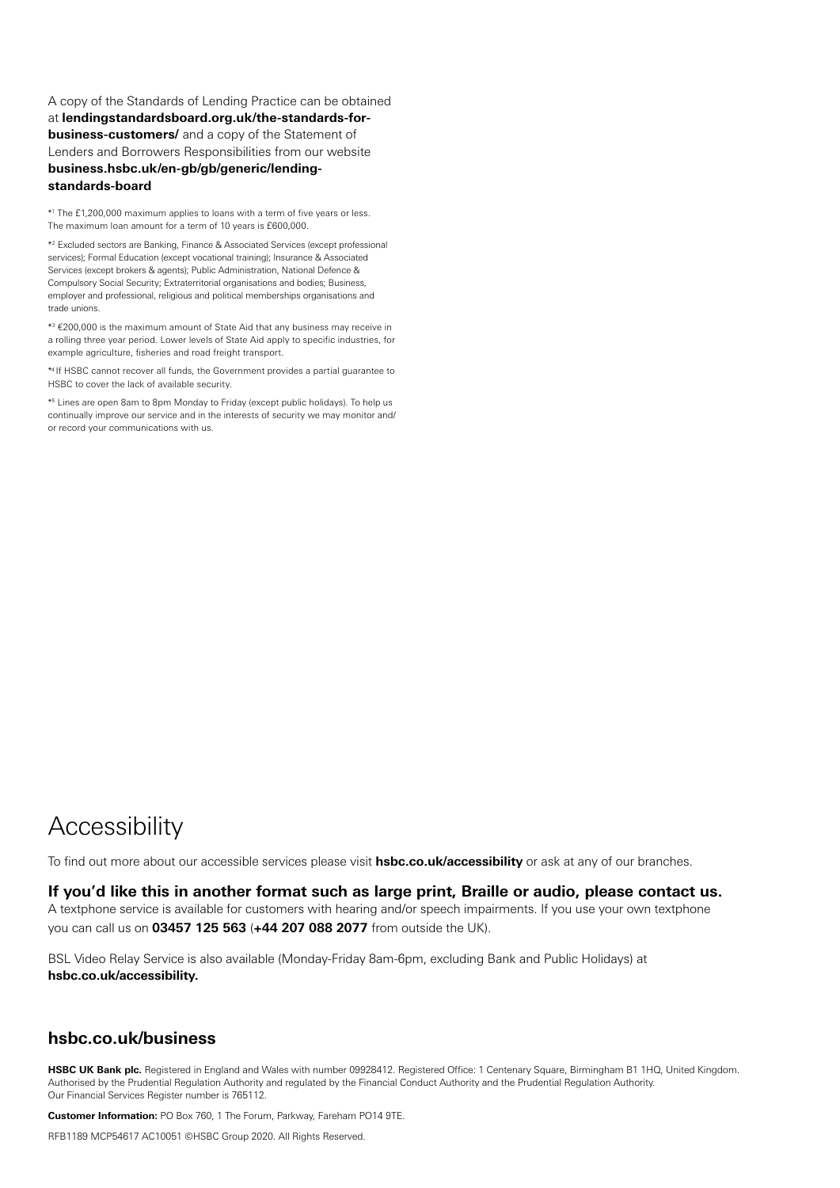A copy of the Standards of Lending Practice can be obtained at **lendingstandardsboard.org.uk/the-standards-for-business-customers/** and a copy of the Statement of Lenders and Borrowers Responsibilities from our website **business.hsbc.uk/en-gb/gb/generic/lending-standards-board**

*[1] The £1,200,000 maximum applies to loans with a term of five years or less. The maximum loan amount for a term of 10 years is £600,000.

*[2] Excluded sectors are Banking, Finance & Associated Services (except professional services); Formal Education (except vocational training); Insurance & Associated Services (except brokers & agents); Public Administration, National Defence & Compulsory Social Security; Extraterritorial organisations and bodies; Business, employer and professional, religious and political memberships organisations and trade unions.

*[3] €200,000 is the maximum amount of State Aid that any business may receive in a rolling three year period. Lower levels of State Aid apply to specific industries, for example agriculture, fisheries and road freight transport.

*[4] If HSBC cannot recover all funds, the Government provides a partial guarantee to HSBC to cover the lack of available security.

*[5] Lines are open 8am to 8pm Monday to Friday (except public holidays). To help us continually improve our service and in the interests of security we may monitor and/or record your communications with us.

# Accessibility

To find out more about our accessible services please visit **hsbc.co.uk/accessibility** or ask at any of our branches.

**If you'd like this in another format such as large print, Braille or audio, please contact us.**
A textphone service is available for customers with hearing and/or speech impairments. If you use your own textphone you can call us on **03457 125 563** (**+44 207 088 2077** from outside the UK).

BSL Video Relay Service is also available (Monday-Friday 8am-6pm, excluding Bank and Public Holidays) at **hsbc.co.uk/accessibility.**

## hsbc.co.uk/business

**HSBC UK Bank plc.** Registered in England and Wales with number 09928412. Registered Office: 1 Centenary Square, Birmingham B1 1HQ, United Kingdom. Authorised by the Prudential Regulation Authority and regulated by the Financial Conduct Authority and the Prudential Regulation Authority. Our Financial Services Register number is 765112.

**Customer Information:** PO Box 760, 1 The Forum, Parkway, Fareham PO14 9TE.

RFB1189 MCP54617 AC10051 ©HSBC Group 2020. All Rights Reserved.